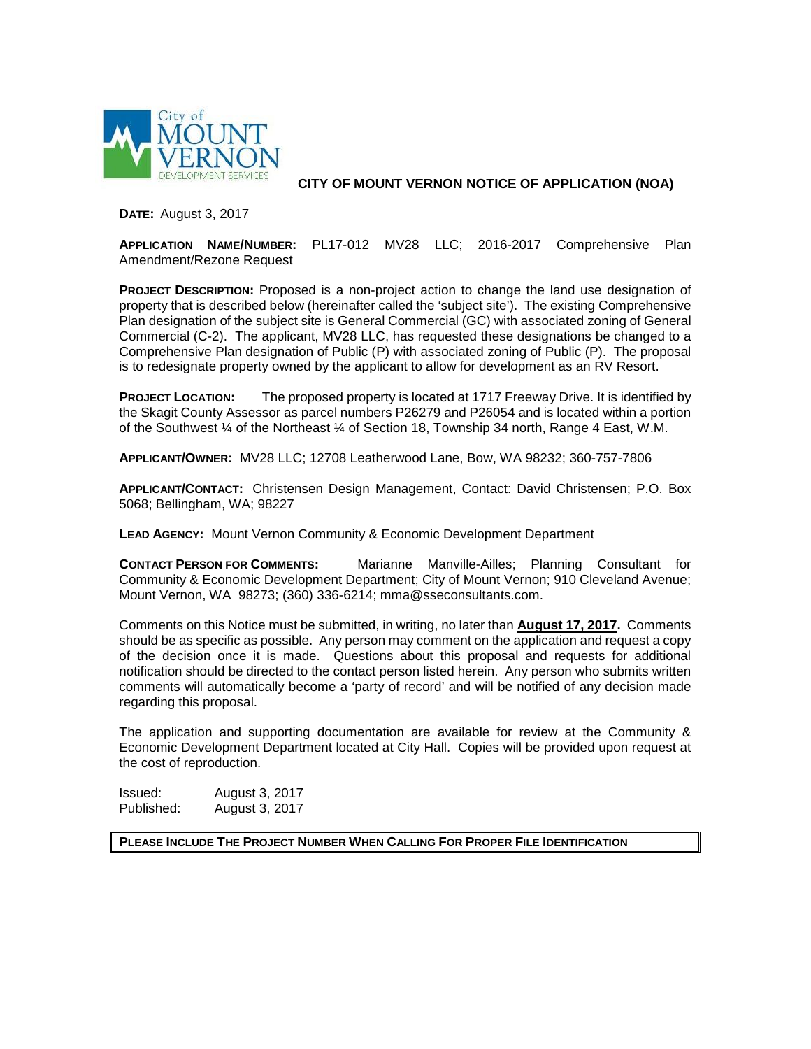City of MOUNT VERNON DEVELOPMENT SERVICES

# CITY OF MOUNT VERNON NOTICE OF APPLICATION (NOA)

**DATE:** August 3, 2017

**APPLICATION NAME/NUMBER:** PL17-012 MV28 LLC; 2016-2017 Comprehensive Plan Amendment/Rezone Request

**PROJECT DESCRIPTION:** Proposed is a non-project action to change the land use designation of property that is described below (hereinafter called the 'subject site'). The existing Comprehensive Plan designation of the subject site is General Commercial (GC) with associated zoning of General Commercial (C-2). The applicant, MV28 LLC, has requested these designations be changed to a Comprehensive Plan designation of Public (P) with associated zoning of Public (P). The proposal is to redesignate property owned by the applicant to allow for development as an RV Resort.

**PROJECT LOCATION:** The proposed property is located at 1717 Freeway Drive. It is identified by the Skagit County Assessor as parcel numbers P26279 and P26054 and is located within a portion of the Southwest ¼ of the Northeast ¼ of Section 18, Township 34 north, Range 4 East, W.M.

**APPLICANT/OWNER:** MV28 LLC; 12708 Leatherwood Lane, Bow, WA 98232; 360-757-7806

**APPLICANT/CONTACT:** Christensen Design Management, Contact: David Christensen; P.O. Box 5068; Bellingham, WA; 98227

**LEAD AGENCY:** Mount Vernon Community & Economic Development Department

**CONTACT PERSON FOR COMMENTS:** Marianne Manville-Ailles; Planning Consultant for Community & Economic Development Department; City of Mount Vernon; 910 Cleveland Avenue; Mount Vernon, WA 98273; (360) 336-6214; mma@sseconsultants.com.

Comments on this Notice must be submitted, in writing, no later than **August 17, 2017.** Comments should be as specific as possible. Any person may comment on the application and request a copy of the decision once it is made. Questions about this proposal and requests for additional notification should be directed to the contact person listed herein. Any person who submits written comments will automatically become a 'party of record' and will be notified of any decision made regarding this proposal.

The application and supporting documentation are available for review at the Community & Economic Development Department located at City Hall. Copies will be provided upon request at the cost of reproduction.

Issued: August 3, 2017
Published: August 3, 2017

**PLEASE INCLUDE THE PROJECT NUMBER WHEN CALLING FOR PROPER FILE IDENTIFICATION**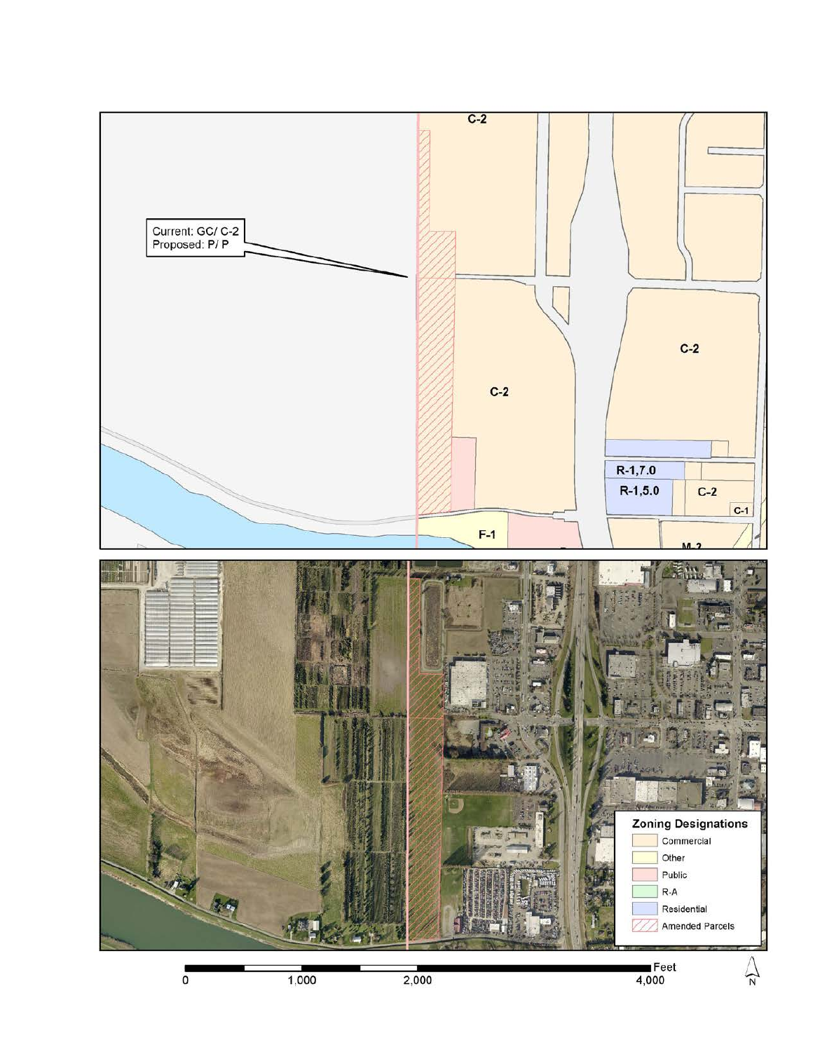C-2

Current: GC/ C-2
Proposed: P/ P

C-2

C-2

R-1,7.0

R-1,5.0

C-2

C-1

F-1

M-2

**Zoning Designations**

- Commercial
- Other
- Public
- R-A
- Residential
- Amended Parcels

0 1,000 2,000 4,000 Feet

N